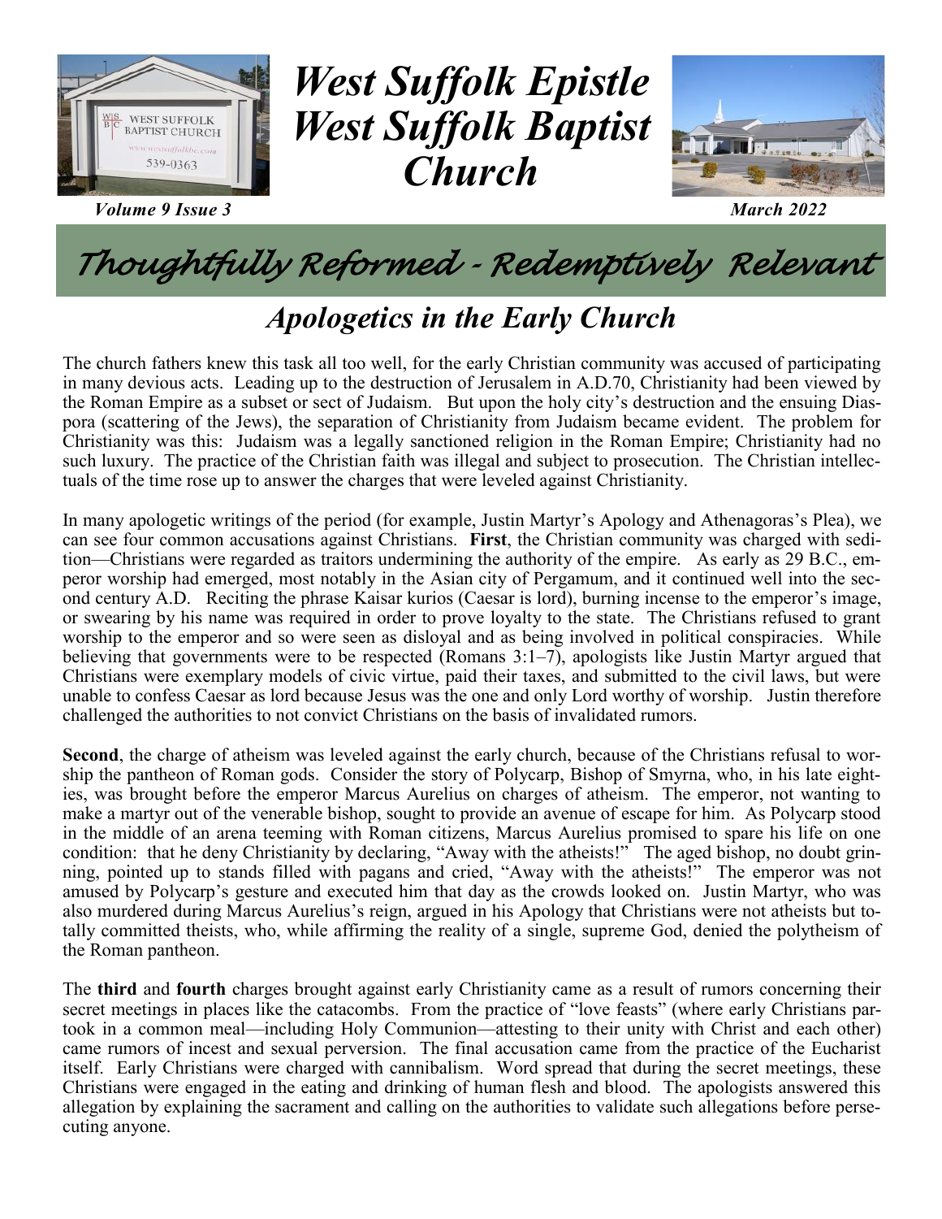# West Suffolk Epistle West Suffolk Baptist Church

*Volume 9 Issue 3*

*March 2022*

## *Thoughtfully Reformed - Redemptively Relevant*

## *Apologetics in the Early Church*

The church fathers knew this task all too well, for the early Christian community was accused of participating in many devious acts. Leading up to the destruction of Jerusalem in A.D.70, Christianity had been viewed by the Roman Empire as a subset or sect of Judaism. But upon the holy city's destruction and the ensuing Diaspora (scattering of the Jews), the separation of Christianity from Judaism became evident. The problem for Christianity was this: Judaism was a legally sanctioned religion in the Roman Empire; Christianity had no such luxury. The practice of the Christian faith was illegal and subject to prosecution. The Christian intellectuals of the time rose up to answer the charges that were leveled against Christianity.

In many apologetic writings of the period (for example, Justin Martyr's Apology and Athenagoras's Plea), we can see four common accusations against Christians. **First**, the Christian community was charged with sedition—Christians were regarded as traitors undermining the authority of the empire. As early as 29 B.C., emperor worship had emerged, most notably in the Asian city of Pergamum, and it continued well into the second century A.D. Reciting the phrase Kaisar kurios (Caesar is lord), burning incense to the emperor's image, or swearing by his name was required in order to prove loyalty to the state. The Christians refused to grant worship to the emperor and so were seen as disloyal and as being involved in political conspiracies. While believing that governments were to be respected (Romans 3:1–7), apologists like Justin Martyr argued that Christians were exemplary models of civic virtue, paid their taxes, and submitted to the civil laws, but were unable to confess Caesar as lord because Jesus was the one and only Lord worthy of worship. Justin therefore challenged the authorities to not convict Christians on the basis of invalidated rumors.

**Second**, the charge of atheism was leveled against the early church, because of the Christians refusal to worship the pantheon of Roman gods. Consider the story of Polycarp, Bishop of Smyrna, who, in his late eighties, was brought before the emperor Marcus Aurelius on charges of atheism. The emperor, not wanting to make a martyr out of the venerable bishop, sought to provide an avenue of escape for him. As Polycarp stood in the middle of an arena teeming with Roman citizens, Marcus Aurelius promised to spare his life on one condition: that he deny Christianity by declaring, "Away with the atheists!" The aged bishop, no doubt grinning, pointed up to stands filled with pagans and cried, "Away with the atheists!" The emperor was not amused by Polycarp's gesture and executed him that day as the crowds looked on. Justin Martyr, who was also murdered during Marcus Aurelius's reign, argued in his Apology that Christians were not atheists but totally committed theists, who, while affirming the reality of a single, supreme God, denied the polytheism of the Roman pantheon.

The **third** and **fourth** charges brought against early Christianity came as a result of rumors concerning their secret meetings in places like the catacombs. From the practice of "love feasts" (where early Christians partook in a common meal—including Holy Communion—attesting to their unity with Christ and each other) came rumors of incest and sexual perversion. The final accusation came from the practice of the Eucharist itself. Early Christians were charged with cannibalism. Word spread that during the secret meetings, these Christians were engaged in the eating and drinking of human flesh and blood. The apologists answered this allegation by explaining the sacrament and calling on the authorities to validate such allegations before persecuting anyone.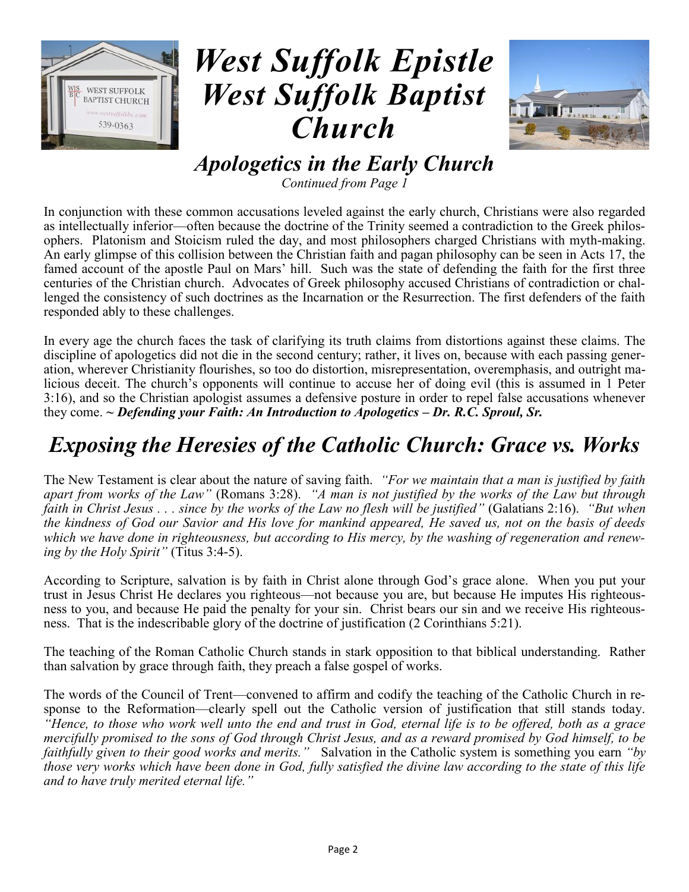# West Suffolk Epistle West Suffolk Baptist Church

## *Apologetics in the Early Church*

*Continued from Page 1*

In conjunction with these common accusations leveled against the early church, Christians were also regarded as intellectually inferior—often because the doctrine of the Trinity seemed a contradiction to the Greek philosophers. Platonism and Stoicism ruled the day, and most philosophers charged Christians with myth-making. An early glimpse of this collision between the Christian faith and pagan philosophy can be seen in Acts 17, the famed account of the apostle Paul on Mars' hill. Such was the state of defending the faith for the first three centuries of the Christian church. Advocates of Greek philosophy accused Christians of contradiction or challenged the consistency of such doctrines as the Incarnation or the Resurrection. The first defenders of the faith responded ably to these challenges.

In every age the church faces the task of clarifying its truth claims from distortions against these claims. The discipline of apologetics did not die in the second century; rather, it lives on, because with each passing generation, wherever Christianity flourishes, so too do distortion, misrepresentation, overemphasis, and outright malicious deceit. The church's opponents will continue to accuse her of doing evil (this is assumed in 1 Peter 3:16), and so the Christian apologist assumes a defensive posture in order to repel false accusations whenever they come. ***~ Defending your Faith: An Introduction to Apologetics – Dr. R.C. Sproul, Sr.***

## *Exposing the Heresies of the Catholic Church: Grace vs. Works*

The New Testament is clear about the nature of saving faith. *"For we maintain that a man is justified by faith apart from works of the Law"* (Romans 3:28). *"A man is not justified by the works of the Law but through faith in Christ Jesus . . . since by the works of the Law no flesh will be justified"* (Galatians 2:16). *"But when the kindness of God our Savior and His love for mankind appeared, He saved us, not on the basis of deeds which we have done in righteousness, but according to His mercy, by the washing of regeneration and renewing by the Holy Spirit"* (Titus 3:4-5).

According to Scripture, salvation is by faith in Christ alone through God's grace alone. When you put your trust in Jesus Christ He declares you righteous—not because you are, but because He imputes His righteousness to you, and because He paid the penalty for your sin. Christ bears our sin and we receive His righteousness. That is the indescribable glory of the doctrine of justification (2 Corinthians 5:21).

The teaching of the Roman Catholic Church stands in stark opposition to that biblical understanding. Rather than salvation by grace through faith, they preach a false gospel of works.

The words of the Council of Trent—convened to affirm and codify the teaching of the Catholic Church in response to the Reformation—clearly spell out the Catholic version of justification that still stands today. *"Hence, to those who work well unto the end and trust in God, eternal life is to be offered, both as a grace mercifully promised to the sons of God through Christ Jesus, and as a reward promised by God himself, to be faithfully given to their good works and merits."* Salvation in the Catholic system is something you earn *"by those very works which have been done in God, fully satisfied the divine law according to the state of this life and to have truly merited eternal life."*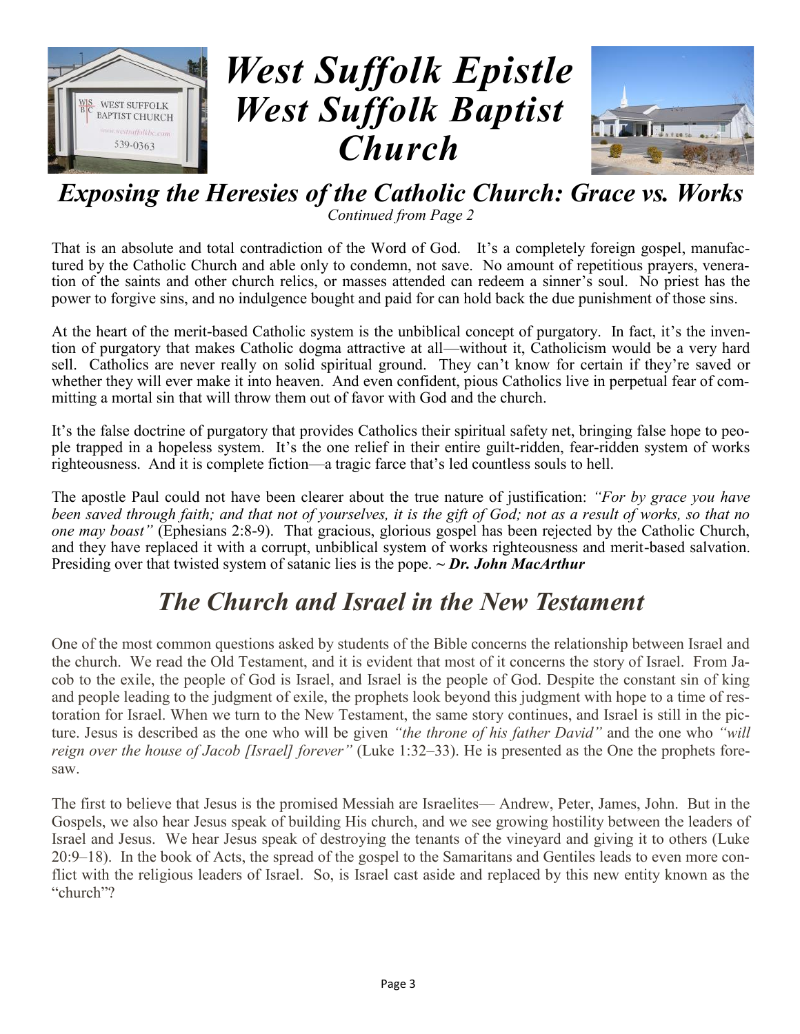# *West Suffolk Epistle West Suffolk Baptist Church*

## *Exposing the Heresies of the Catholic Church: Grace vs. Works*

*Continued from Page 2*

That is an absolute and total contradiction of the Word of God. It's a completely foreign gospel, manufactured by the Catholic Church and able only to condemn, not save. No amount of repetitious prayers, veneration of the saints and other church relics, or masses attended can redeem a sinner's soul. No priest has the power to forgive sins, and no indulgence bought and paid for can hold back the due punishment of those sins.

At the heart of the merit-based Catholic system is the unbiblical concept of purgatory. In fact, it's the invention of purgatory that makes Catholic dogma attractive at all—without it, Catholicism would be a very hard sell. Catholics are never really on solid spiritual ground. They can't know for certain if they're saved or whether they will ever make it into heaven. And even confident, pious Catholics live in perpetual fear of committing a mortal sin that will throw them out of favor with God and the church.

It's the false doctrine of purgatory that provides Catholics their spiritual safety net, bringing false hope to people trapped in a hopeless system. It's the one relief in their entire guilt-ridden, fear-ridden system of works righteousness. And it is complete fiction—a tragic farce that's led countless souls to hell.

The apostle Paul could not have been clearer about the true nature of justification: *"For by grace you have been saved through faith; and that not of yourselves, it is the gift of God; not as a result of works, so that no one may boast"* (Ephesians 2:8-9). That gracious, glorious gospel has been rejected by the Catholic Church, and they have replaced it with a corrupt, unbiblical system of works righteousness and merit-based salvation. Presiding over that twisted system of satanic lies is the pope. **~ *Dr. John MacArthur***

## *The Church and Israel in the New Testament*

One of the most common questions asked by students of the Bible concerns the relationship between Israel and the church. We read the Old Testament, and it is evident that most of it concerns the story of Israel. From Jacob to the exile, the people of God is Israel, and Israel is the people of God. Despite the constant sin of king and people leading to the judgment of exile, the prophets look beyond this judgment with hope to a time of restoration for Israel. When we turn to the New Testament, the same story continues, and Israel is still in the picture. Jesus is described as the one who will be given *"the throne of his father David"* and the one who *"will reign over the house of Jacob [Israel] forever"* (Luke 1:32–33). He is presented as the One the prophets foresaw.

The first to believe that Jesus is the promised Messiah are Israelites— Andrew, Peter, James, John. But in the Gospels, we also hear Jesus speak of building His church, and we see growing hostility between the leaders of Israel and Jesus. We hear Jesus speak of destroying the tenants of the vineyard and giving it to others (Luke 20:9–18). In the book of Acts, the spread of the gospel to the Samaritans and Gentiles leads to even more conflict with the religious leaders of Israel. So, is Israel cast aside and replaced by this new entity known as the "church"?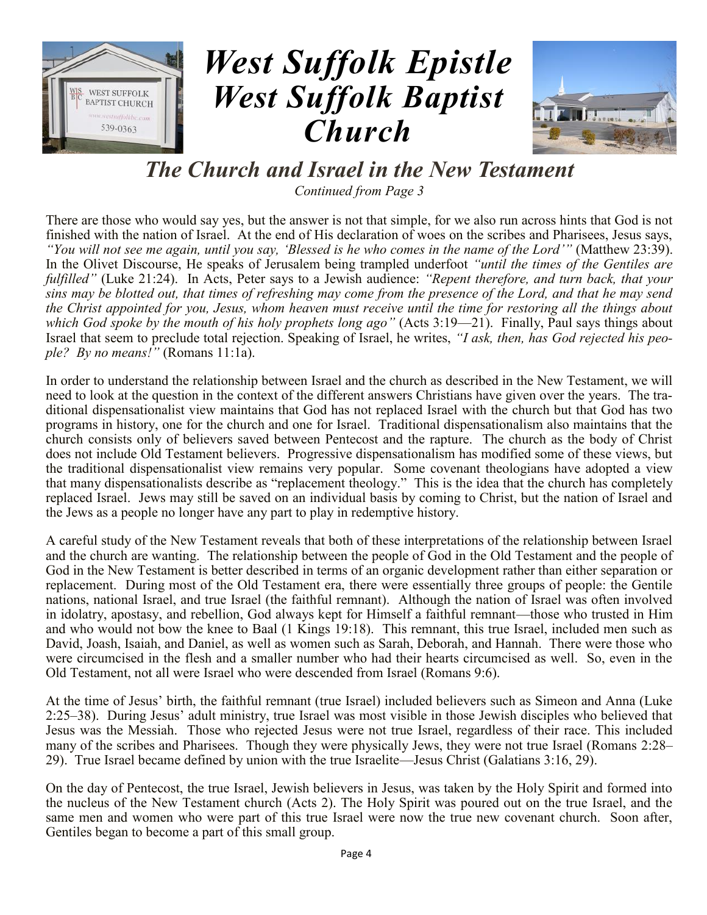# *West Suffolk Epistle West Suffolk Baptist Church*

## *The Church and Israel in the New Testament*

*Continued from Page 3*

There are those who would say yes, but the answer is not that simple, for we also run across hints that God is not finished with the nation of Israel. At the end of His declaration of woes on the scribes and Pharisees, Jesus says, *"You will not see me again, until you say, 'Blessed is he who comes in the name of the Lord'"* (Matthew 23:39). In the Olivet Discourse, He speaks of Jerusalem being trampled underfoot *"until the times of the Gentiles are fulfilled"* (Luke 21:24). In Acts, Peter says to a Jewish audience: *"Repent therefore, and turn back, that your sins may be blotted out, that times of refreshing may come from the presence of the Lord, and that he may send the Christ appointed for you, Jesus, whom heaven must receive until the time for restoring all the things about which God spoke by the mouth of his holy prophets long ago"* (Acts 3:19—21). Finally, Paul says things about Israel that seem to preclude total rejection. Speaking of Israel, he writes, *"I ask, then, has God rejected his people? By no means!"* (Romans 11:1a).

In order to understand the relationship between Israel and the church as described in the New Testament, we will need to look at the question in the context of the different answers Christians have given over the years. The traditional dispensationalist view maintains that God has not replaced Israel with the church but that God has two programs in history, one for the church and one for Israel. Traditional dispensationalism also maintains that the church consists only of believers saved between Pentecost and the rapture. The church as the body of Christ does not include Old Testament believers. Progressive dispensationalism has modified some of these views, but the traditional dispensationalist view remains very popular. Some covenant theologians have adopted a view that many dispensationalists describe as "replacement theology." This is the idea that the church has completely replaced Israel. Jews may still be saved on an individual basis by coming to Christ, but the nation of Israel and the Jews as a people no longer have any part to play in redemptive history.

A careful study of the New Testament reveals that both of these interpretations of the relationship between Israel and the church are wanting. The relationship between the people of God in the Old Testament and the people of God in the New Testament is better described in terms of an organic development rather than either separation or replacement. During most of the Old Testament era, there were essentially three groups of people: the Gentile nations, national Israel, and true Israel (the faithful remnant). Although the nation of Israel was often involved in idolatry, apostasy, and rebellion, God always kept for Himself a faithful remnant—those who trusted in Him and who would not bow the knee to Baal (1 Kings 19:18). This remnant, this true Israel, included men such as David, Joash, Isaiah, and Daniel, as well as women such as Sarah, Deborah, and Hannah. There were those who were circumcised in the flesh and a smaller number who had their hearts circumcised as well. So, even in the Old Testament, not all were Israel who were descended from Israel (Romans 9:6).

At the time of Jesus' birth, the faithful remnant (true Israel) included believers such as Simeon and Anna (Luke 2:25–38). During Jesus' adult ministry, true Israel was most visible in those Jewish disciples who believed that Jesus was the Messiah. Those who rejected Jesus were not true Israel, regardless of their race. This included many of the scribes and Pharisees. Though they were physically Jews, they were not true Israel (Romans 2:28–29). True Israel became defined by union with the true Israelite—Jesus Christ (Galatians 3:16, 29).

On the day of Pentecost, the true Israel, Jewish believers in Jesus, was taken by the Holy Spirit and formed into the nucleus of the New Testament church (Acts 2). The Holy Spirit was poured out on the true Israel, and the same men and women who were part of this true Israel were now the true new covenant church. Soon after, Gentiles began to become a part of this small group.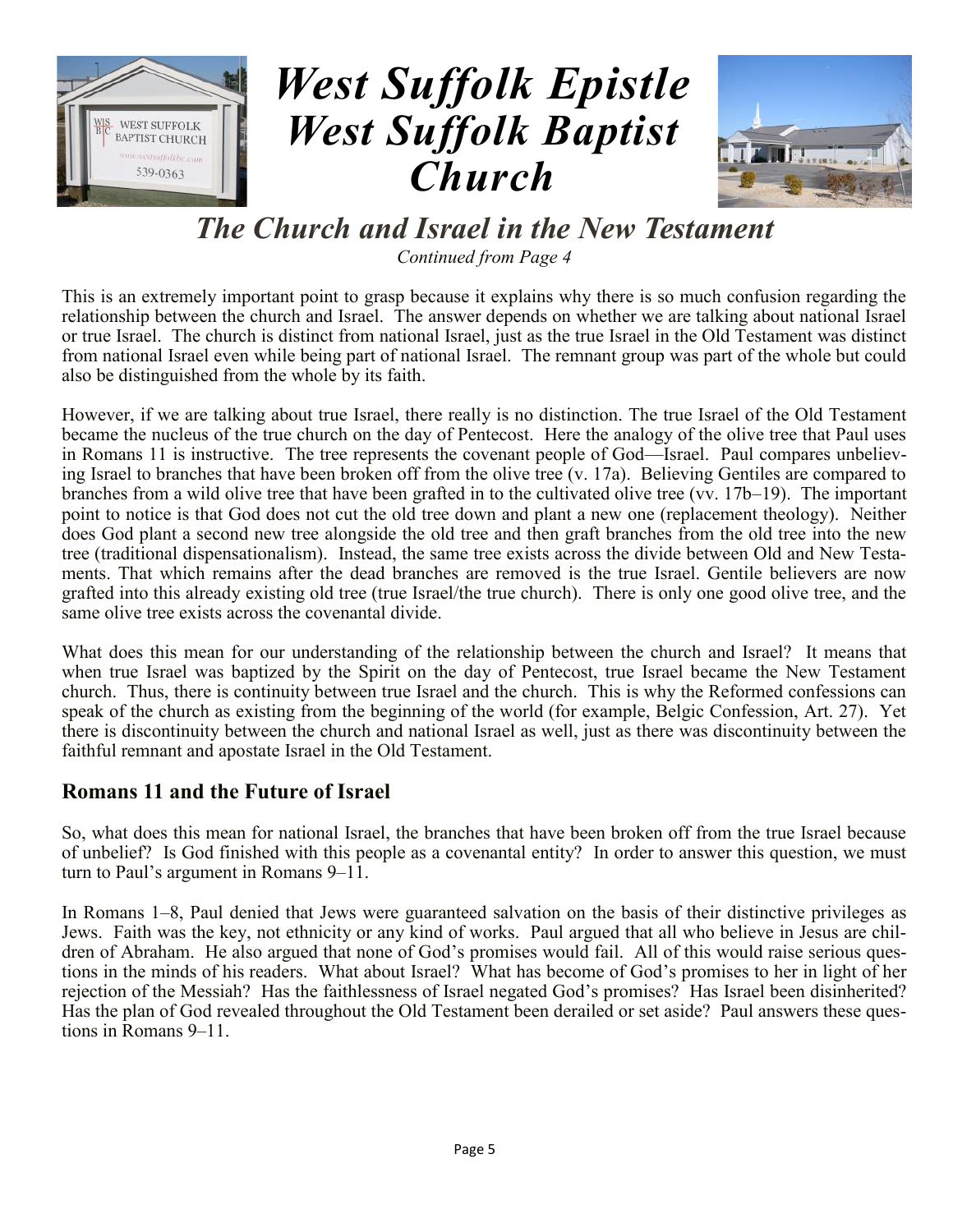# *West Suffolk Epistle West Suffolk Baptist Church*

## *The Church and Israel in the New Testament*

*Continued from Page 4*

This is an extremely important point to grasp because it explains why there is so much confusion regarding the relationship between the church and Israel. The answer depends on whether we are talking about national Israel or true Israel. The church is distinct from national Israel, just as the true Israel in the Old Testament was distinct from national Israel even while being part of national Israel. The remnant group was part of the whole but could also be distinguished from the whole by its faith.

However, if we are talking about true Israel, there really is no distinction. The true Israel of the Old Testament became the nucleus of the true church on the day of Pentecost. Here the analogy of the olive tree that Paul uses in Romans 11 is instructive. The tree represents the covenant people of God—Israel. Paul compares unbelieving Israel to branches that have been broken off from the olive tree (v. 17a). Believing Gentiles are compared to branches from a wild olive tree that have been grafted in to the cultivated olive tree (vv. 17b–19). The important point to notice is that God does not cut the old tree down and plant a new one (replacement theology). Neither does God plant a second new tree alongside the old tree and then graft branches from the old tree into the new tree (traditional dispensationalism). Instead, the same tree exists across the divide between Old and New Testaments. That which remains after the dead branches are removed is the true Israel. Gentile believers are now grafted into this already existing old tree (true Israel/the true church). There is only one good olive tree, and the same olive tree exists across the covenantal divide.

What does this mean for our understanding of the relationship between the church and Israel? It means that when true Israel was baptized by the Spirit on the day of Pentecost, true Israel became the New Testament church. Thus, there is continuity between true Israel and the church. This is why the Reformed confessions can speak of the church as existing from the beginning of the world (for example, Belgic Confession, Art. 27). Yet there is discontinuity between the church and national Israel as well, just as there was discontinuity between the faithful remnant and apostate Israel in the Old Testament.

### Romans 11 and the Future of Israel

So, what does this mean for national Israel, the branches that have been broken off from the true Israel because of unbelief? Is God finished with this people as a covenantal entity? In order to answer this question, we must turn to Paul's argument in Romans 9–11.

In Romans 1–8, Paul denied that Jews were guaranteed salvation on the basis of their distinctive privileges as Jews. Faith was the key, not ethnicity or any kind of works. Paul argued that all who believe in Jesus are children of Abraham. He also argued that none of God's promises would fail. All of this would raise serious questions in the minds of his readers. What about Israel? What has become of God's promises to her in light of her rejection of the Messiah? Has the faithlessness of Israel negated God's promises? Has Israel been disinherited? Has the plan of God revealed throughout the Old Testament been derailed or set aside? Paul answers these questions in Romans 9–11.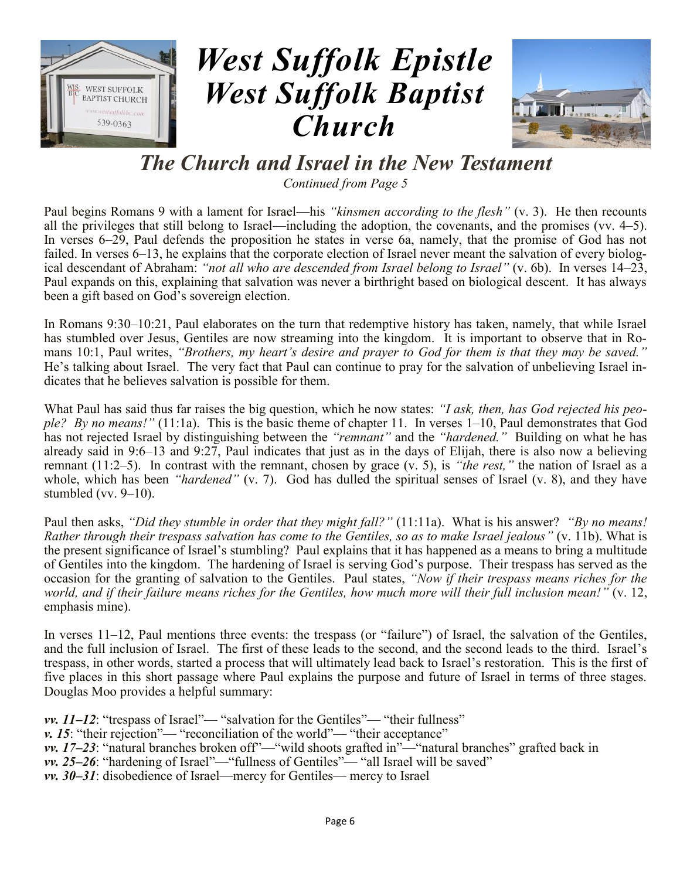# West Suffolk Epistle West Suffolk Baptist Church

## The Church and Israel in the New Testament

*Continued from Page 5*

Paul begins Romans 9 with a lament for Israel—his *"kinsmen according to the flesh"* (v. 3). He then recounts all the privileges that still belong to Israel—including the adoption, the covenants, and the promises (vv. 4–5). In verses 6–29, Paul defends the proposition he states in verse 6a, namely, that the promise of God has not failed. In verses 6–13, he explains that the corporate election of Israel never meant the salvation of every biological descendant of Abraham: *"not all who are descended from Israel belong to Israel"* (v. 6b). In verses 14–23, Paul expands on this, explaining that salvation was never a birthright based on biological descent. It has always been a gift based on God's sovereign election.

In Romans 9:30–10:21, Paul elaborates on the turn that redemptive history has taken, namely, that while Israel has stumbled over Jesus, Gentiles are now streaming into the kingdom. It is important to observe that in Romans 10:1, Paul writes, *"Brothers, my heart's desire and prayer to God for them is that they may be saved."* He's talking about Israel. The very fact that Paul can continue to pray for the salvation of unbelieving Israel indicates that he believes salvation is possible for them.

What Paul has said thus far raises the big question, which he now states: *"I ask, then, has God rejected his people? By no means!"* (11:1a). This is the basic theme of chapter 11. In verses 1–10, Paul demonstrates that God has not rejected Israel by distinguishing between the *"remnant"* and the *"hardened."* Building on what he has already said in 9:6–13 and 9:27, Paul indicates that just as in the days of Elijah, there is also now a believing remnant (11:2–5). In contrast with the remnant, chosen by grace (v. 5), is *"the rest,"* the nation of Israel as a whole, which has been *"hardened"* (v. 7). God has dulled the spiritual senses of Israel (v. 8), and they have stumbled (vv. 9–10).

Paul then asks, *"Did they stumble in order that they might fall?"* (11:11a). What is his answer? *"By no means! Rather through their trespass salvation has come to the Gentiles, so as to make Israel jealous"* (v. 11b). What is the present significance of Israel's stumbling? Paul explains that it has happened as a means to bring a multitude of Gentiles into the kingdom. The hardening of Israel is serving God's purpose. Their trespass has served as the occasion for the granting of salvation to the Gentiles. Paul states, *"Now if their trespass means riches for the world, and if their failure means riches for the Gentiles, how much more will their full inclusion mean!"* (v. 12, emphasis mine).

In verses 11–12, Paul mentions three events: the trespass (or "failure") of Israel, the salvation of the Gentiles, and the full inclusion of Israel. The first of these leads to the second, and the second leads to the third. Israel's trespass, in other words, started a process that will ultimately lead back to Israel's restoration. This is the first of five places in this short passage where Paul explains the purpose and future of Israel in terms of three stages. Douglas Moo provides a helpful summary:

***vv. 11–12***: "trespass of Israel"— "salvation for the Gentiles"— "their fullness"
***v. 15***: "their rejection"— "reconciliation of the world"— "their acceptance"
***vv. 17–23***: "natural branches broken off"—"wild shoots grafted in"—"natural branches" grafted back in
***vv. 25–26***: "hardening of Israel"—"fullness of Gentiles"— "all Israel will be saved"
***vv. 30–31***: disobedience of Israel—mercy for Gentiles— mercy to Israel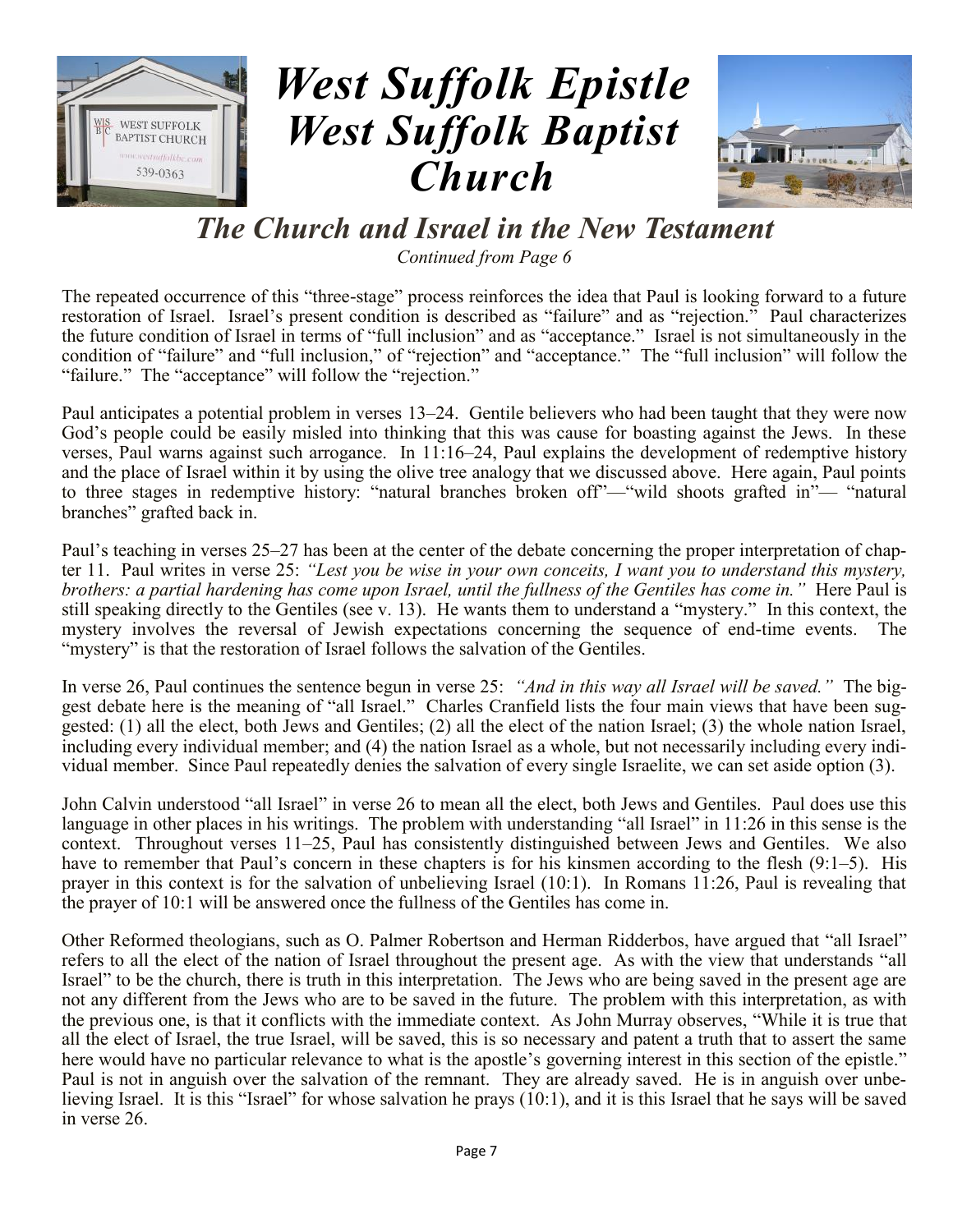# *West Suffolk Epistle West Suffolk Baptist Church*

## *The Church and Israel in the New Testament*

*Continued from Page 6*

The repeated occurrence of this "three-stage" process reinforces the idea that Paul is looking forward to a future restoration of Israel. Israel's present condition is described as "failure" and as "rejection." Paul characterizes the future condition of Israel in terms of "full inclusion" and as "acceptance." Israel is not simultaneously in the condition of "failure" and "full inclusion," of "rejection" and "acceptance." The "full inclusion" will follow the "failure." The "acceptance" will follow the "rejection."

Paul anticipates a potential problem in verses 13–24. Gentile believers who had been taught that they were now God's people could be easily misled into thinking that this was cause for boasting against the Jews. In these verses, Paul warns against such arrogance. In 11:16–24, Paul explains the development of redemptive history and the place of Israel within it by using the olive tree analogy that we discussed above. Here again, Paul points to three stages in redemptive history: "natural branches broken off"—"wild shoots grafted in"— "natural branches" grafted back in.

Paul's teaching in verses 25–27 has been at the center of the debate concerning the proper interpretation of chapter 11. Paul writes in verse 25: *"Lest you be wise in your own conceits, I want you to understand this mystery, brothers: a partial hardening has come upon Israel, until the fullness of the Gentiles has come in."* Here Paul is still speaking directly to the Gentiles (see v. 13). He wants them to understand a "mystery." In this context, the mystery involves the reversal of Jewish expectations concerning the sequence of end-time events. The "mystery" is that the restoration of Israel follows the salvation of the Gentiles.

In verse 26, Paul continues the sentence begun in verse 25: *"And in this way all Israel will be saved."* The biggest debate here is the meaning of "all Israel." Charles Cranfield lists the four main views that have been suggested: (1) all the elect, both Jews and Gentiles; (2) all the elect of the nation Israel; (3) the whole nation Israel, including every individual member; and (4) the nation Israel as a whole, but not necessarily including every individual member. Since Paul repeatedly denies the salvation of every single Israelite, we can set aside option (3).

John Calvin understood "all Israel" in verse 26 to mean all the elect, both Jews and Gentiles. Paul does use this language in other places in his writings. The problem with understanding "all Israel" in 11:26 in this sense is the context. Throughout verses 11–25, Paul has consistently distinguished between Jews and Gentiles. We also have to remember that Paul's concern in these chapters is for his kinsmen according to the flesh (9:1–5). His prayer in this context is for the salvation of unbelieving Israel (10:1). In Romans 11:26, Paul is revealing that the prayer of 10:1 will be answered once the fullness of the Gentiles has come in.

Other Reformed theologians, such as O. Palmer Robertson and Herman Ridderbos, have argued that "all Israel" refers to all the elect of the nation of Israel throughout the present age. As with the view that understands "all Israel" to be the church, there is truth in this interpretation. The Jews who are being saved in the present age are not any different from the Jews who are to be saved in the future. The problem with this interpretation, as with the previous one, is that it conflicts with the immediate context. As John Murray observes, "While it is true that all the elect of Israel, the true Israel, will be saved, this is so necessary and patent a truth that to assert the same here would have no particular relevance to what is the apostle's governing interest in this section of the epistle." Paul is not in anguish over the salvation of the remnant. They are already saved. He is in anguish over unbelieving Israel. It is this "Israel" for whose salvation he prays (10:1), and it is this Israel that he says will be saved in verse 26.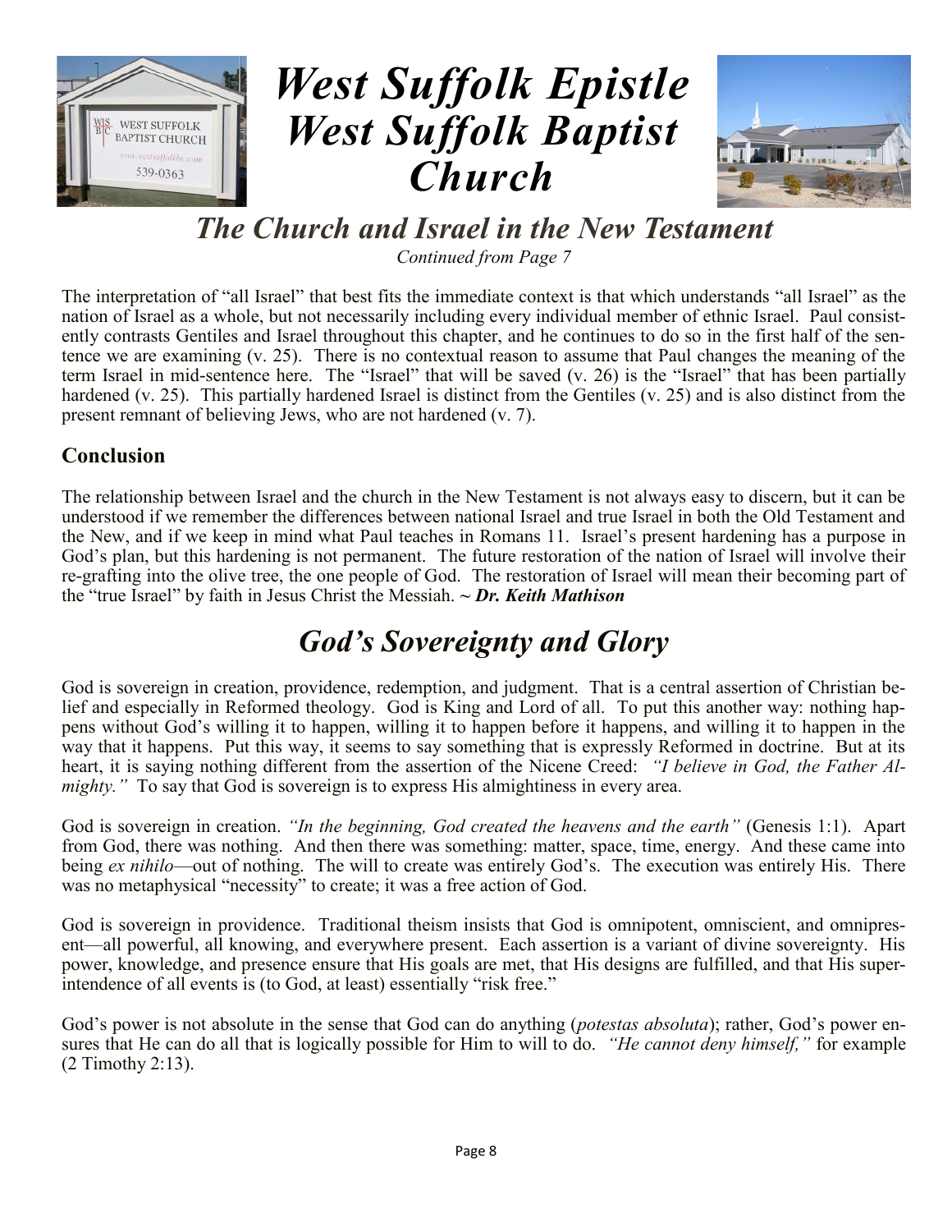# West Suffolk Epistle
# West Suffolk Baptist Church

## *The Church and Israel in the New Testament*

*Continued from Page 7*

The interpretation of "all Israel" that best fits the immediate context is that which understands "all Israel" as the nation of Israel as a whole, but not necessarily including every individual member of ethnic Israel. Paul consistently contrasts Gentiles and Israel throughout this chapter, and he continues to do so in the first half of the sentence we are examining (v. 25). There is no contextual reason to assume that Paul changes the meaning of the term Israel in mid-sentence here. The "Israel" that will be saved (v. 26) is the "Israel" that has been partially hardened (v. 25). This partially hardened Israel is distinct from the Gentiles (v. 25) and is also distinct from the present remnant of believing Jews, who are not hardened (v. 7).

### Conclusion

The relationship between Israel and the church in the New Testament is not always easy to discern, but it can be understood if we remember the differences between national Israel and true Israel in both the Old Testament and the New, and if we keep in mind what Paul teaches in Romans 11. Israel's present hardening has a purpose in God's plan, but this hardening is not permanent. The future restoration of the nation of Israel will involve their re-grafting into the olive tree, the one people of God. The restoration of Israel will mean their becoming part of the "true Israel" by faith in Jesus Christ the Messiah. ~ ***Dr. Keith Mathison***

## *God's Sovereignty and Glory*

God is sovereign in creation, providence, redemption, and judgment. That is a central assertion of Christian belief and especially in Reformed theology. God is King and Lord of all. To put this another way: nothing happens without God's willing it to happen, willing it to happen before it happens, and willing it to happen in the way that it happens. Put this way, it seems to say something that is expressly Reformed in doctrine. But at its heart, it is saying nothing different from the assertion of the Nicene Creed: *"I believe in God, the Father Almighty."* To say that God is sovereign is to express His almightiness in every area.

God is sovereign in creation. *"In the beginning, God created the heavens and the earth"* (Genesis 1:1). Apart from God, there was nothing. And then there was something: matter, space, time, energy. And these came into being *ex nihilo*—out of nothing. The will to create was entirely God's. The execution was entirely His. There was no metaphysical "necessity" to create; it was a free action of God.

God is sovereign in providence. Traditional theism insists that God is omnipotent, omniscient, and omnipresent—all powerful, all knowing, and everywhere present. Each assertion is a variant of divine sovereignty. His power, knowledge, and presence ensure that His goals are met, that His designs are fulfilled, and that His superintendence of all events is (to God, at least) essentially "risk free."

God's power is not absolute in the sense that God can do anything (*potestas absoluta*); rather, God's power ensures that He can do all that is logically possible for Him to will to do. *"He cannot deny himself,"* for example (2 Timothy 2:13).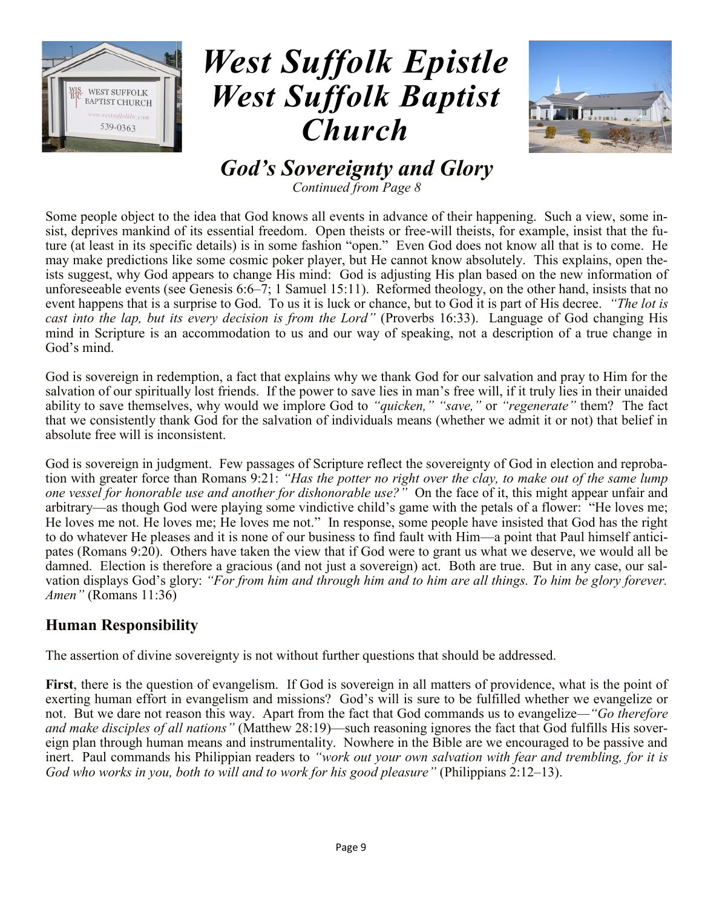# *West Suffolk Epistle*
# *West Suffolk Baptist Church*

## *God's Sovereignty and Glory*

*Continued from Page 8*

Some people object to the idea that God knows all events in advance of their happening. Such a view, some insist, deprives mankind of its essential freedom. Open theists or free-will theists, for example, insist that the future (at least in its specific details) is in some fashion "open." Even God does not know all that is to come. He may make predictions like some cosmic poker player, but He cannot know absolutely. This explains, open theists suggest, why God appears to change His mind: God is adjusting His plan based on the new information of unforeseeable events (see Genesis 6:6–7; 1 Samuel 15:11). Reformed theology, on the other hand, insists that no event happens that is a surprise to God. To us it is luck or chance, but to God it is part of His decree. *"The lot is cast into the lap, but its every decision is from the Lord"* (Proverbs 16:33). Language of God changing His mind in Scripture is an accommodation to us and our way of speaking, not a description of a true change in God's mind.

God is sovereign in redemption, a fact that explains why we thank God for our salvation and pray to Him for the salvation of our spiritually lost friends. If the power to save lies in man's free will, if it truly lies in their unaided ability to save themselves, why would we implore God to *"quicken," "save,"* or *"regenerate"* them? The fact that we consistently thank God for the salvation of individuals means (whether we admit it or not) that belief in absolute free will is inconsistent.

God is sovereign in judgment. Few passages of Scripture reflect the sovereignty of God in election and reprobation with greater force than Romans 9:21: *"Has the potter no right over the clay, to make out of the same lump one vessel for honorable use and another for dishonorable use?"* On the face of it, this might appear unfair and arbitrary—as though God were playing some vindictive child's game with the petals of a flower: "He loves me; He loves me not. He loves me; He loves me not." In response, some people have insisted that God has the right to do whatever He pleases and it is none of our business to find fault with Him—a point that Paul himself anticipates (Romans 9:20). Others have taken the view that if God were to grant us what we deserve, we would all be damned. Election is therefore a gracious (and not just a sovereign) act. Both are true. But in any case, our salvation displays God's glory: *"For from him and through him and to him are all things. To him be glory forever. Amen"* (Romans 11:36)

### Human Responsibility

The assertion of divine sovereignty is not without further questions that should be addressed.

**First**, there is the question of evangelism. If God is sovereign in all matters of providence, what is the point of exerting human effort in evangelism and missions? God's will is sure to be fulfilled whether we evangelize or not. But we dare not reason this way. Apart from the fact that God commands us to evangelize—*"Go therefore and make disciples of all nations"* (Matthew 28:19)—such reasoning ignores the fact that God fulfills His sovereign plan through human means and instrumentality. Nowhere in the Bible are we encouraged to be passive and inert. Paul commands his Philippian readers to *"work out your own salvation with fear and trembling, for it is God who works in you, both to will and to work for his good pleasure"* (Philippians 2:12–13).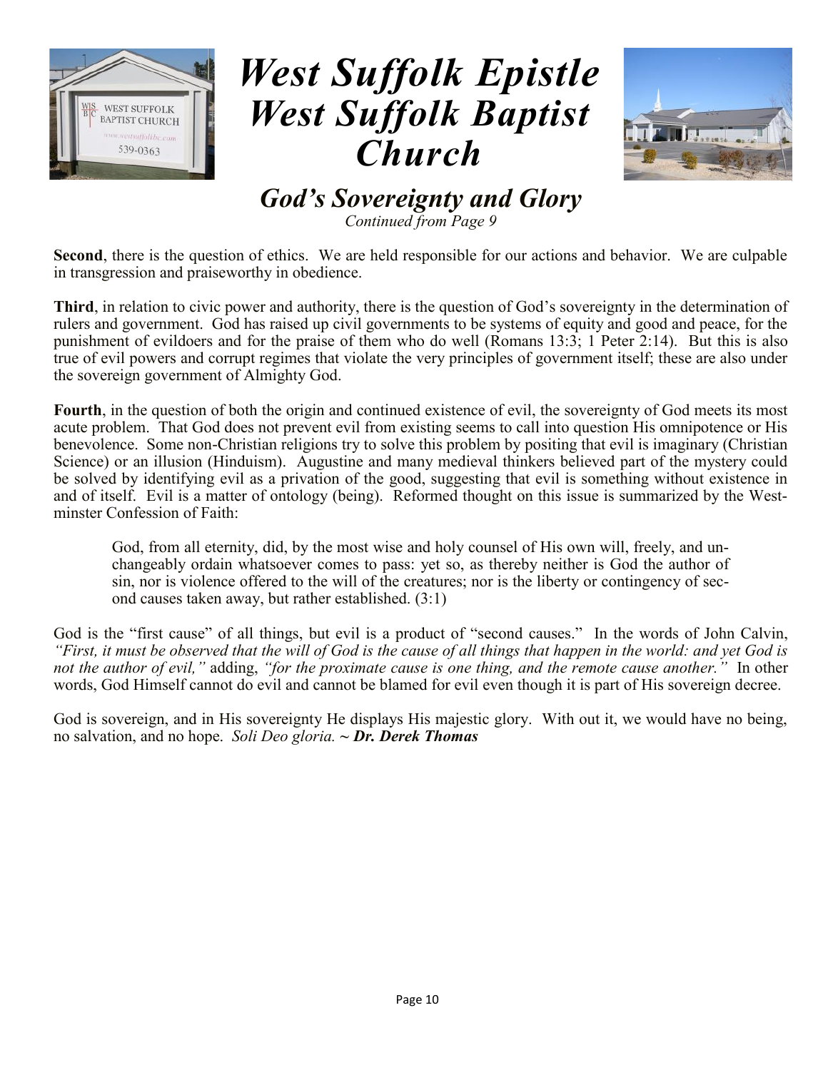# West Suffolk Epistle West Suffolk Baptist Church

## God's Sovereignty and Glory

*Continued from Page 9*

**Second**, there is the question of ethics. We are held responsible for our actions and behavior. We are culpable in transgression and praiseworthy in obedience.

**Third**, in relation to civic power and authority, there is the question of God's sovereignty in the determination of rulers and government. God has raised up civil governments to be systems of equity and good and peace, for the punishment of evildoers and for the praise of them who do well (Romans 13:3; 1 Peter 2:14). But this is also true of evil powers and corrupt regimes that violate the very principles of government itself; these are also under the sovereign government of Almighty God.

**Fourth**, in the question of both the origin and continued existence of evil, the sovereignty of God meets its most acute problem. That God does not prevent evil from existing seems to call into question His omnipotence or His benevolence. Some non-Christian religions try to solve this problem by positing that evil is imaginary (Christian Science) or an illusion (Hinduism). Augustine and many medieval thinkers believed part of the mystery could be solved by identifying evil as a privation of the good, suggesting that evil is something without existence in and of itself. Evil is a matter of ontology (being). Reformed thought on this issue is summarized by the Westminster Confession of Faith:

> God, from all eternity, did, by the most wise and holy counsel of His own will, freely, and unchangeably ordain whatsoever comes to pass: yet so, as thereby neither is God the author of sin, nor is violence offered to the will of the creatures; nor is the liberty or contingency of second causes taken away, but rather established. (3:1)

God is the "first cause" of all things, but evil is a product of "second causes." In the words of John Calvin, *"First, it must be observed that the will of God is the cause of all things that happen in the world: and yet God is not the author of evil,"* adding, *"for the proximate cause is one thing, and the remote cause another."* In other words, God Himself cannot do evil and cannot be blamed for evil even though it is part of His sovereign decree.

God is sovereign, and in His sovereignty He displays His majestic glory. With out it, we would have no being, no salvation, and no hope. *Soli Deo gloria.* ~ ***Dr. Derek Thomas***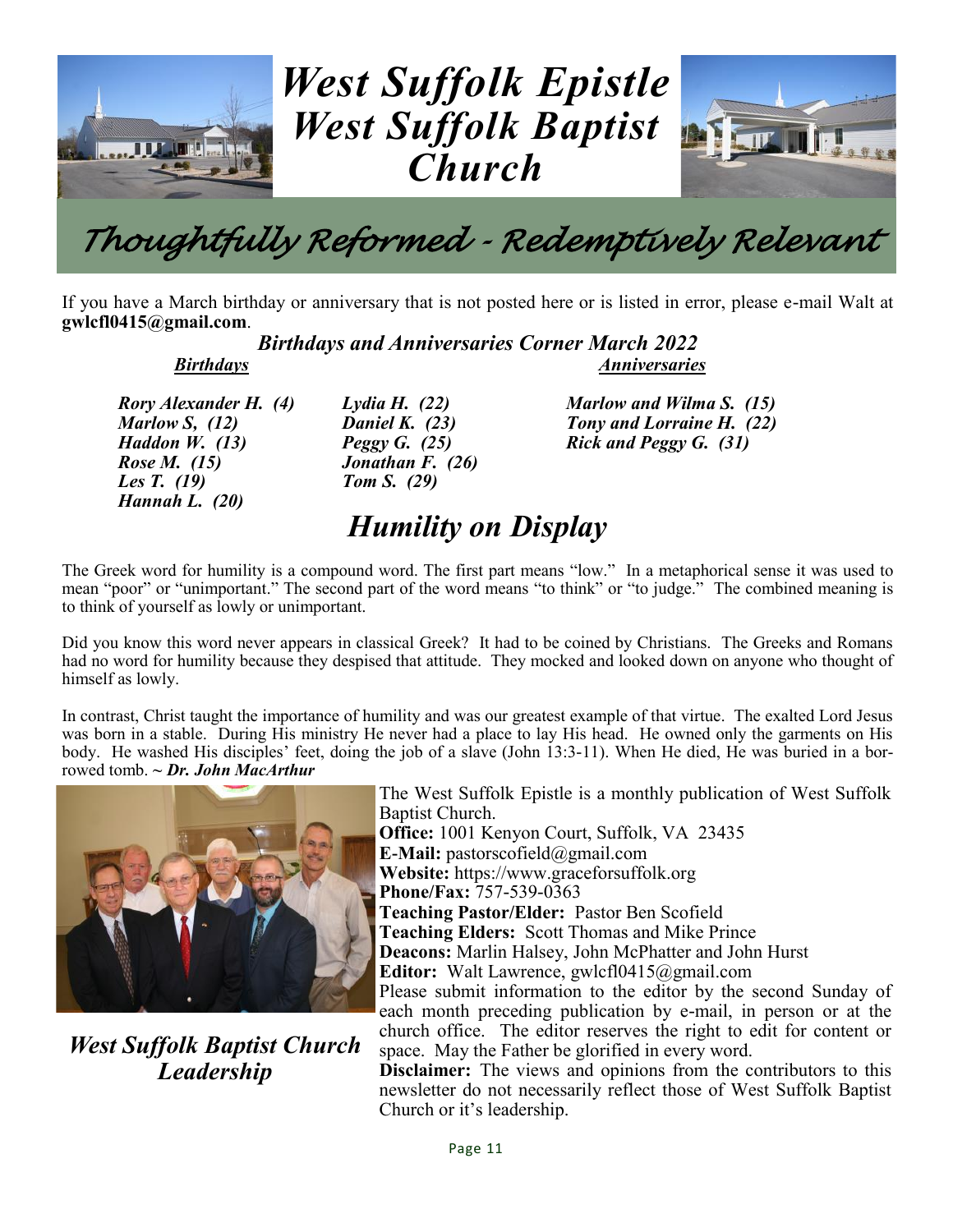# West Suffolk Epistle
# West Suffolk Baptist Church

## *Thoughtfully Reformed - Redemptively Relevant*

If you have a March birthday or anniversary that is not posted here or is listed in error, please e-mail Walt at **gwlcfl0415@gmail.com**.

### *Birthdays and Anniversaries Corner March 2022*

***Birthdays***

***Rory Alexander H. (4)***
***Marlow S, (12)***
***Haddon W. (13)***
***Rose M. (15)***
***Les T. (19)***
***Hannah L. (20)***
***Lydia H. (22)***
***Daniel K. (23)***
***Peggy G. (25)***
***Jonathan F. (26)***
***Tom S. (29)***

***Anniversaries***

***Marlow and Wilma S. (15)***
***Tony and Lorraine H. (22)***
***Rick and Peggy G. (31)***

## *Humility on Display*

The Greek word for humility is a compound word. The first part means "low." In a metaphorical sense it was used to mean "poor" or "unimportant." The second part of the word means "to think" or "to judge." The combined meaning is to think of yourself as lowly or unimportant.

Did you know this word never appears in classical Greek? It had to be coined by Christians. The Greeks and Romans had no word for humility because they despised that attitude. They mocked and looked down on anyone who thought of himself as lowly.

In contrast, Christ taught the importance of humility and was our greatest example of that virtue. The exalted Lord Jesus was born in a stable. During His ministry He never had a place to lay His head. He owned only the garments on His body. He washed His disciples' feet, doing the job of a slave (John 13:3-11). When He died, He was buried in a borrowed tomb. ~ ***Dr. John MacArthur***

***West Suffolk Baptist Church Leadership***

The West Suffolk Epistle is a monthly publication of West Suffolk Baptist Church.
**Office:** 1001 Kenyon Court, Suffolk, VA 23435
**E-Mail:** pastorscofield@gmail.com
**Website:** https://www.graceforsuffolk.org
**Phone/Fax:** 757-539-0363
**Teaching Pastor/Elder:** Pastor Ben Scofield
**Teaching Elders:** Scott Thomas and Mike Prince
**Deacons:** Marlin Halsey, John McPhatter and John Hurst
**Editor:** Walt Lawrence, gwlcfl0415@gmail.com
Please submit information to the editor by the second Sunday of each month preceding publication by e-mail, in person or at the church office. The editor reserves the right to edit for content or space. May the Father be glorified in every word.
**Disclaimer:** The views and opinions from the contributors to this newsletter do not necessarily reflect those of West Suffolk Baptist Church or it's leadership.